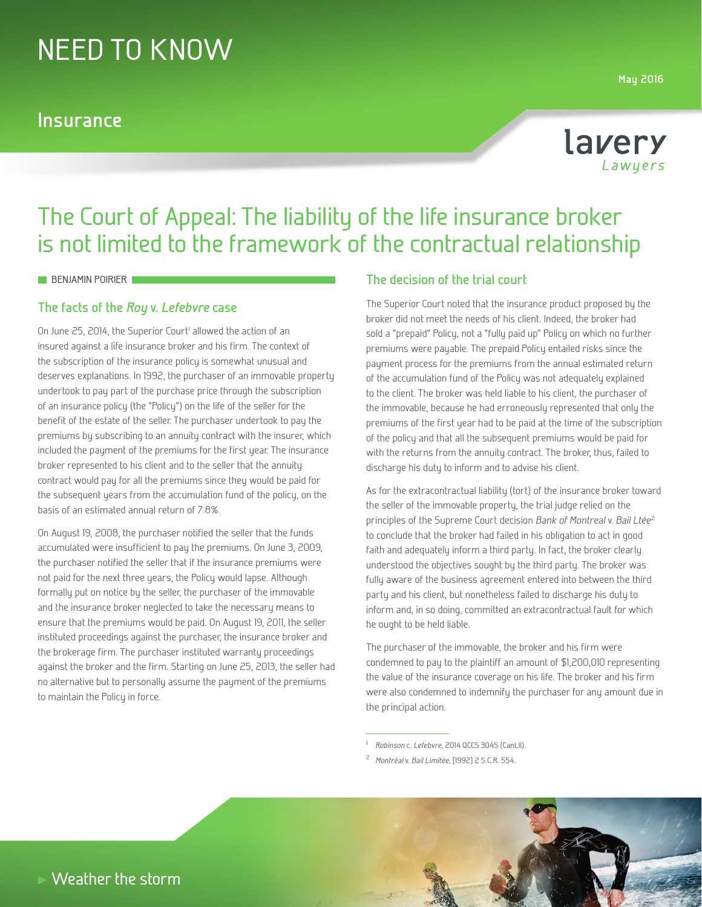# NEED TO KNOW

## Insurance

May 2016

# The Court of Appeal: The liability of the life insurance broker is not limited to the framework of the contractual relationship

BENJAMIN POIRIER

### The facts of the *Roy* v. *Lefebvre* case

On June 25, 2014, the Superior Court[1] allowed the action of an insured against a life insurance broker and his firm. The context of the subscription of the insurance policy is somewhat unusual and deserves explanations. In 1992, the purchaser of an immovable property undertook to pay part of the purchase price through the subscription of an insurance policy (the "Policy") on the life of the seller for the benefit of the estate of the seller. The purchaser undertook to pay the premiums by subscribing to an annuity contract with the insurer, which included the payment of the premiums for the first year. The insurance broker represented to his client and to the seller that the annuity contract would pay for all the premiums since they would be paid for the subsequent years from the accumulation fund of the policy, on the basis of an estimated annual return of 7.8%.

On August 19, 2008, the purchaser notified the seller that the funds accumulated were insufficient to pay the premiums. On June 3, 2009, the purchaser notified the seller that if the insurance premiums were not paid for the next three years, the Policy would lapse. Although formally put on notice by the seller, the purchaser of the immovable and the insurance broker neglected to take the necessary means to ensure that the premiums would be paid. On August 19, 2011, the seller instituted proceedings against the purchaser, the insurance broker and the brokerage firm. The purchaser instituted warranty proceedings against the broker and the firm. Starting on June 25, 2013, the seller had no alternative but to personally assume the payment of the premiums to maintain the Policy in force.

### The decision of the trial court

The Superior Court noted that the insurance product proposed by the broker did not meet the needs of his client. Indeed, the broker had sold a "prepaid" Policy, not a "fully paid up" Policy on which no further premiums were payable. The prepaid Policy entailed risks since the payment process for the premiums from the annual estimated return of the accumulation fund of the Policy was not adequately explained to the client. The broker was held liable to his client, the purchaser of the immovable, because he had erroneously represented that only the premiums of the first year had to be paid at the time of the subscription of the policy and that all the subsequent premiums would be paid for with the returns from the annuity contract. The broker, thus, failed to discharge his duty to inform and to advise his client.

As for the extracontractual liability (tort) of the insurance broker toward the seller of the immovable property, the trial judge relied on the principles of the Supreme Court decision *Bank of Montreal* v. *Bail Ltée*[2] to conclude that the broker had failed in his obligation to act in good faith and adequately inform a third party. In fact, the broker clearly understood the objectives sought by the third party. The broker was fully aware of the business agreement entered into between the third party and his client, but nonetheless failed to discharge his duty to inform and, in so doing, committed an extracontractual fault for which he ought to be held liable.

The purchaser of the immovable, the broker and his firm were condemned to pay to the plaintiff an amount of $1,200,010 representing the value of the insurance coverage on his life. The broker and his firm were also condemned to indemnify the purchaser for any amount due in the principal action.

[1] *Robinson* c. *Lefebvre*, 2014 QCCS 3045 (CanLII).

[2] *Montréal* v. *Bail Limitée*, [1992] 2 S.C.R. 554.

Weather the storm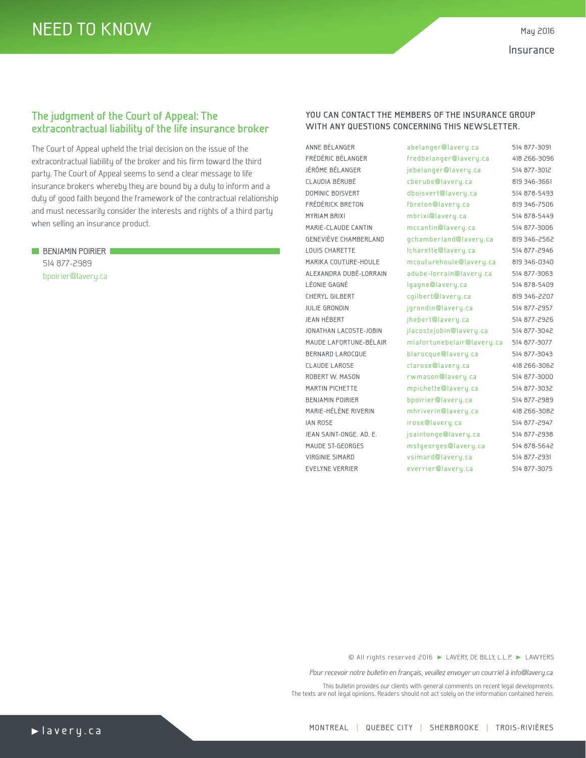## The judgment of the Court of Appeal: The extracontractual liability of the life insurance broker

The Court of Appeal upheld the trial decision on the issue of the extracontractual liability of the broker and his firm toward the third party. The Court of Appeal seems to send a clear message to life insurance brokers whereby they are bound by a duty to inform and a duty of good faith beyond the framework of the contractual relationship and must necessarily consider the interests and rights of a third party when selling an insurance product.

BENJAMIN POIRIER
514 877-2989
bpoirier@lavery.ca

**YOU CAN CONTACT THE MEMBERS OF THE INSURANCE GROUP WITH ANY QUESTIONS CONCERNING THIS NEWSLETTER.**

| | | |
|---|---|---|
| ANNE BÉLANGER | abelanger@lavery.ca | 514 877-3091 |
| FRÉDÉRIC BÉLANGER | fredbelanger@lavery.ca | 418 266-3096 |
| JÉRÔME BÉLANGER | jebelanger@lavery.ca | 514 877-3012 |
| CLAUDIA BÉRUBÉ | cberube@lavery.ca | 819 346-3661 |
| DOMINIC BOISVERT | dboisvert@lavery.ca | 514 878-5493 |
| FRÉDÉRICK BRETON | fbreton@lavery.ca | 819 346-7506 |
| MYRIAM BRIXI | mbrixi@lavery.ca | 514 878-5449 |
| MARIE-CLAUDE CANTIN | mccantin@lavery.ca | 514 877-3006 |
| GENEVIÈVE CHAMBERLAND | gchamberland@lavery.ca | 819 346-2562 |
| LOUIS CHARETTE | lcharette@lavery.ca | 514 877-2946 |
| MARIKA COUTURE-HOULE | mcouturehoule@lavery.ca | 819 346-0340 |
| ALEXANDRA DUBÉ-LORRAIN | adube-lorrain@lavery.ca | 514 877-3063 |
| LÉONIE GAGNÉ | lgagne@lavery.ca | 514 878-5409 |
| CHERYL GILBERT | cgilbert@lavery.ca | 819 346-2207 |
| JULIE GRONDIN | jgrondin@lavery.ca | 514 877-2957 |
| JEAN HÉBERT | jhebert@lavery.ca | 514 877-2926 |
| JONATHAN LACOSTE-JOBIN | jlacostejobin@lavery.ca | 514 877-3042 |
| MAUDE LAFORTUNE-BÉLAIR | mlafortunebelair@lavery.ca | 514 877-3077 |
| BERNARD LAROCQUE | blarocque@lavery.ca | 514 877-3043 |
| CLAUDE LAROSE | clarose@lavery.ca | 418 266-3062 |
| ROBERT W. MASON | rwmason@lavery.ca | 514 877-3000 |
| MARTIN PICHETTE | mpichette@lavery.ca | 514 877-3032 |
| BENJAMIN POIRIER | bpoirier@lavery.ca | 514 877-2989 |
| MARIE-HÉLÈNE RIVERIN | mhriverin@lavery.ca | 418 266-3082 |
| IAN ROSE | irose@lavery.ca | 514 877-2947 |
| JEAN SAINT-ONGE. AD. E. | jsaintonge@lavery.ca | 514 877-2938 |
| MAUDE ST-GEORGES | mstgeorges@lavery.ca | 514 878-5642 |
| VIRGINIE SIMARD | vsimard@lavery.ca | 514 877-2931 |
| EVELYNE VERRIER | everrier@lavery.ca | 514 877-3075 |

© All rights reserved 2016 ► LAVERY, DE BILLY, L.L.P. ► LAWYERS

*Pour recevoir notre bulletin en français, veuillez envoyer un courriel à info@lavery.ca.*

This bulletin provides our clients with general comments on recent legal developments.
The texts are not legal opinions. Readers should not act solely on the information contained herein.

► lavery.ca

MONTREAL | QUEBEC CITY | SHERBROOKE | TROIS-RIVIÈRES